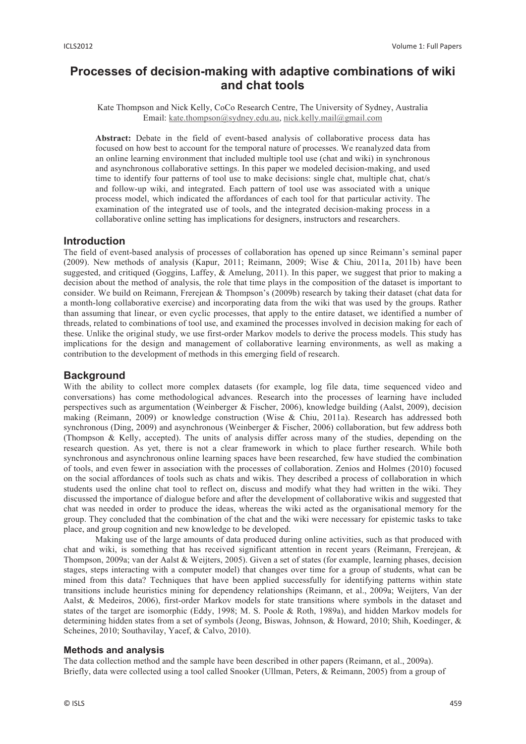# Processes of decision-making with adaptive combinations of wiki and chat tools

Kate Thompson and Nick Kelly, CoCo Research Centre, The University of Sydney, Australia
Email: kate.thompson@sydney.edu.au, nick.kelly.mail@gmail.com

**Abstract:** Debate in the field of event-based analysis of collaborative process data has focused on how best to account for the temporal nature of processes. We reanalyzed data from an online learning environment that included multiple tool use (chat and wiki) in synchronous and asynchronous collaborative settings. In this paper we modeled decision-making, and used time to identify four patterns of tool use to make decisions: single chat, multiple chat, chat/s and follow-up wiki, and integrated. Each pattern of tool use was associated with a unique process model, which indicated the affordances of each tool for that particular activity. The examination of the integrated use of tools, and the integrated decision-making process in a collaborative online setting has implications for designers, instructors and researchers.

## Introduction

The field of event-based analysis of processes of collaboration has opened up since Reimann's seminal paper (2009). New methods of analysis (Kapur, 2011; Reimann, 2009; Wise & Chiu, 2011a, 2011b) have been suggested, and critiqued (Goggins, Laffey, & Amelung, 2011). In this paper, we suggest that prior to making a decision about the method of analysis, the role that time plays in the composition of the dataset is important to consider. We build on Reimann, Frerejean & Thompson's (2009b) research by taking their dataset (chat data for a month-long collaborative exercise) and incorporating data from the wiki that was used by the groups. Rather than assuming that linear, or even cyclic processes, that apply to the entire dataset, we identified a number of threads, related to combinations of tool use, and examined the processes involved in decision making for each of these. Unlike the original study, we use first-order Markov models to derive the process models. This study has implications for the design and management of collaborative learning environments, as well as making a contribution to the development of methods in this emerging field of research.

## Background

With the ability to collect more complex datasets (for example, log file data, time sequenced video and conversations) has come methodological advances. Research into the processes of learning have included perspectives such as argumentation (Weinberger & Fischer, 2006), knowledge building (Aalst, 2009), decision making (Reimann, 2009) or knowledge construction (Wise & Chiu, 2011a). Research has addressed both synchronous (Ding, 2009) and asynchronous (Weinberger & Fischer, 2006) collaboration, but few address both (Thompson & Kelly, accepted). The units of analysis differ across many of the studies, depending on the research question. As yet, there is not a clear framework in which to place further research. While both synchronous and asynchronous online learning spaces have been researched, few have studied the combination of tools, and even fewer in association with the processes of collaboration. Zenios and Holmes (2010) focused on the social affordances of tools such as chats and wikis. They described a process of collaboration in which students used the online chat tool to reflect on, discuss and modify what they had written in the wiki. They discussed the importance of dialogue before and after the development of collaborative wikis and suggested that chat was needed in order to produce the ideas, whereas the wiki acted as the organisational memory for the group. They concluded that the combination of the chat and the wiki were necessary for epistemic tasks to take place, and group cognition and new knowledge to be developed.

Making use of the large amounts of data produced during online activities, such as that produced with chat and wiki, is something that has received significant attention in recent years (Reimann, Frerejean, & Thompson, 2009a; van der Aalst & Weijters, 2005). Given a set of states (for example, learning phases, decision stages, steps interacting with a computer model) that changes over time for a group of students, what can be mined from this data? Techniques that have been applied successfully for identifying patterns within state transitions include heuristics mining for dependency relationships (Reimann, et al., 2009a; Weijters, Van der Aalst, & Medeiros, 2006), first-order Markov models for state transitions where symbols in the dataset and states of the target are isomorphic (Eddy, 1998; M. S. Poole & Roth, 1989a), and hidden Markov models for determining hidden states from a set of symbols (Jeong, Biswas, Johnson, & Howard, 2010; Shih, Koedinger, & Scheines, 2010; Southavilay, Yacef, & Calvo, 2010).

### Methods and analysis

The data collection method and the sample have been described in other papers (Reimann, et al., 2009a). Briefly, data were collected using a tool called Snooker (Ullman, Peters, & Reimann, 2005) from a group of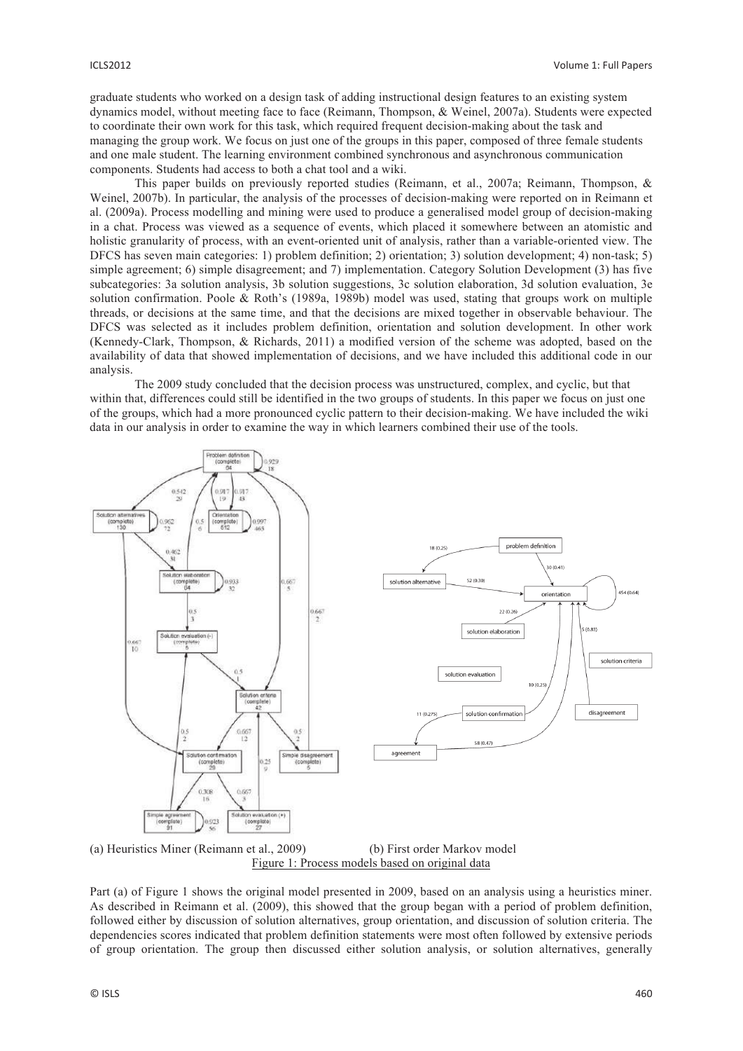graduate students who worked on a design task of adding instructional design features to an existing system dynamics model, without meeting face to face (Reimann, Thompson, & Weinel, 2007a). Students were expected to coordinate their own work for this task, which required frequent decision-making about the task and managing the group work. We focus on just one of the groups in this paper, composed of three female students and one male student. The learning environment combined synchronous and asynchronous communication components. Students had access to both a chat tool and a wiki.

This paper builds on previously reported studies (Reimann, et al., 2007a; Reimann, Thompson, & Weinel, 2007b). In particular, the analysis of the processes of decision-making were reported on in Reimann et al. (2009a). Process modelling and mining were used to produce a generalised model group of decision-making in a chat. Process was viewed as a sequence of events, which placed it somewhere between an atomistic and holistic granularity of process, with an event-oriented unit of analysis, rather than a variable-oriented view. The DFCS has seven main categories: 1) problem definition; 2) orientation; 3) solution development; 4) non-task; 5) simple agreement; 6) simple disagreement; and 7) implementation. Category Solution Development (3) has five subcategories: 3a solution analysis, 3b solution suggestions, 3c solution elaboration, 3d solution evaluation, 3e solution confirmation. Poole & Roth's (1989a, 1989b) model was used, stating that groups work on multiple threads, or decisions at the same time, and that the decisions are mixed together in observable behaviour. The DFCS was selected as it includes problem definition, orientation and solution development. In other work (Kennedy-Clark, Thompson, & Richards, 2011) a modified version of the scheme was adopted, based on the availability of data that showed implementation of decisions, and we have included this additional code in our analysis.

The 2009 study concluded that the decision process was unstructured, complex, and cyclic, but that within that, differences could still be identified in the two groups of students. In this paper we focus on just one of the groups, which had a more pronounced cyclic pattern to their decision-making. We have included the wiki data in our analysis in order to examine the way in which learners combined their use of the tools.

(a) Heuristics Miner (Reimann et al., 2009) (b) First order Markov model

Figure 1: Process models based on original data

Part (a) of Figure 1 shows the original model presented in 2009, based on an analysis using a heuristics miner. As described in Reimann et al. (2009), this showed that the group began with a period of problem definition, followed either by discussion of solution alternatives, group orientation, and discussion of solution criteria. The dependencies scores indicated that problem definition statements were most often followed by extensive periods of group orientation. The group then discussed either solution analysis, or solution alternatives, generally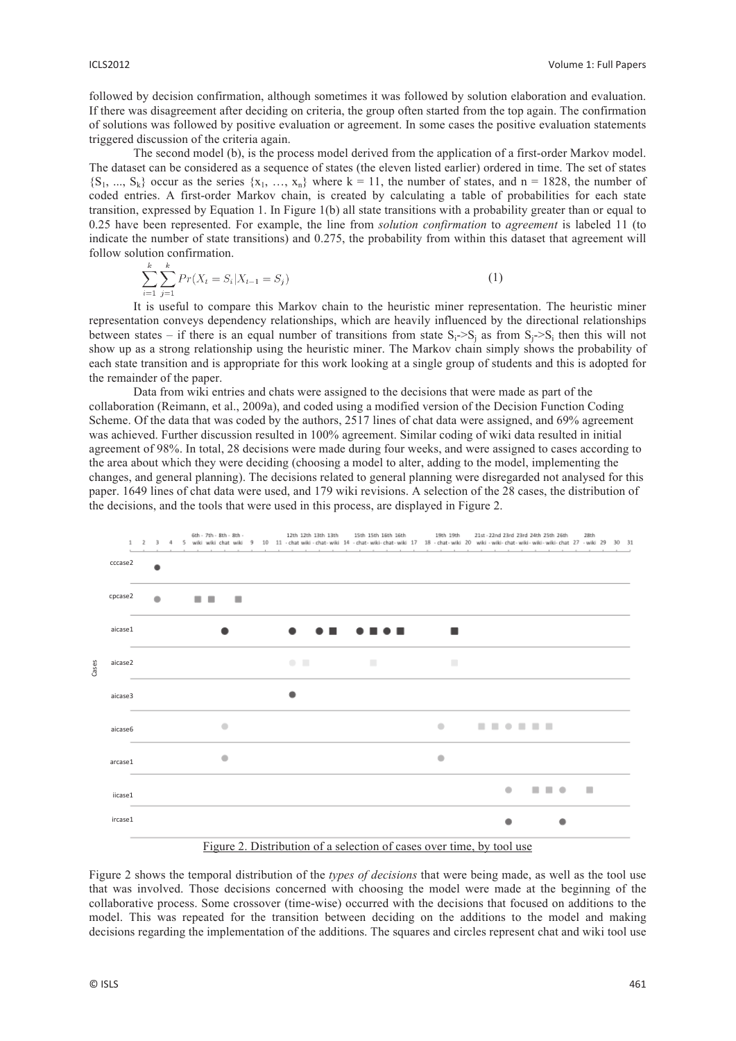followed by decision confirmation, although sometimes it was followed by solution elaboration and evaluation. If there was disagreement after deciding on criteria, the group often started from the top again. The confirmation of solutions was followed by positive evaluation or agreement. In some cases the positive evaluation statements triggered discussion of the criteria again.

The second model (b), is the process model derived from the application of a first-order Markov model. The dataset can be considered as a sequence of states (the eleven listed earlier) ordered in time. The set of states $\{S_1, ..., S_k\}$ occur as the series $\{x_1, ..., x_n\}$ where k = 11, the number of states, and n = 1828, the number of coded entries. A first-order Markov chain, is created by calculating a table of probabilities for each state transition, expressed by Equation 1. In Figure 1(b) all state transitions with a probability greater than or equal to 0.25 have been represented. For example, the line from *solution confirmation* to *agreement* is labeled 11 (to indicate the number of state transitions) and 0.275, the probability from within this dataset that agreement will follow solution confirmation.

$$\sum_{i=1}^{k}\sum_{j=1}^{k} Pr(X_t = S_i | X_{t-1} = S_j) \tag{1}$$

It is useful to compare this Markov chain to the heuristic miner representation. The heuristic miner representation conveys dependency relationships, which are heavily influenced by the directional relationships between states – if there is an equal number of transitions from state $S_i$->$S_j$ as from $S_j$->$S_i$ then this will not show up as a strong relationship using the heuristic miner. The Markov chain simply shows the probability of each state transition and is appropriate for this work looking at a single group of students and this is adopted for the remainder of the paper.

Data from wiki entries and chats were assigned to the decisions that were made as part of the collaboration (Reimann, et al., 2009a), and coded using a modified version of the Decision Function Coding Scheme. Of the data that was coded by the authors, 2517 lines of chat data were assigned, and 69% agreement was achieved. Further discussion resulted in 100% agreement. Similar coding of wiki data resulted in initial agreement of 98%. In total, 28 decisions were made during four weeks, and were assigned to cases according to the area about which they were deciding (choosing a model to alter, adding to the model, implementing the changes, and general planning). The decisions related to general planning were disregarded not analysed for this paper. 1649 lines of chat data were used, and 179 wiki revisions. A selection of the 28 cases, the distribution of the decisions, and the tools that were used in this process, are displayed in Figure 2.

Figure 2. Distribution of a selection of cases over time, by tool use

Figure 2 shows the temporal distribution of the *types of decisions* that were being made, as well as the tool use that was involved. Those decisions concerned with choosing the model were made at the beginning of the collaborative process. Some crossover (time-wise) occurred with the decisions that focused on additions to the model. This was repeated for the transition between deciding on the additions to the model and making decisions regarding the implementation of the additions. The squares and circles represent chat and wiki tool use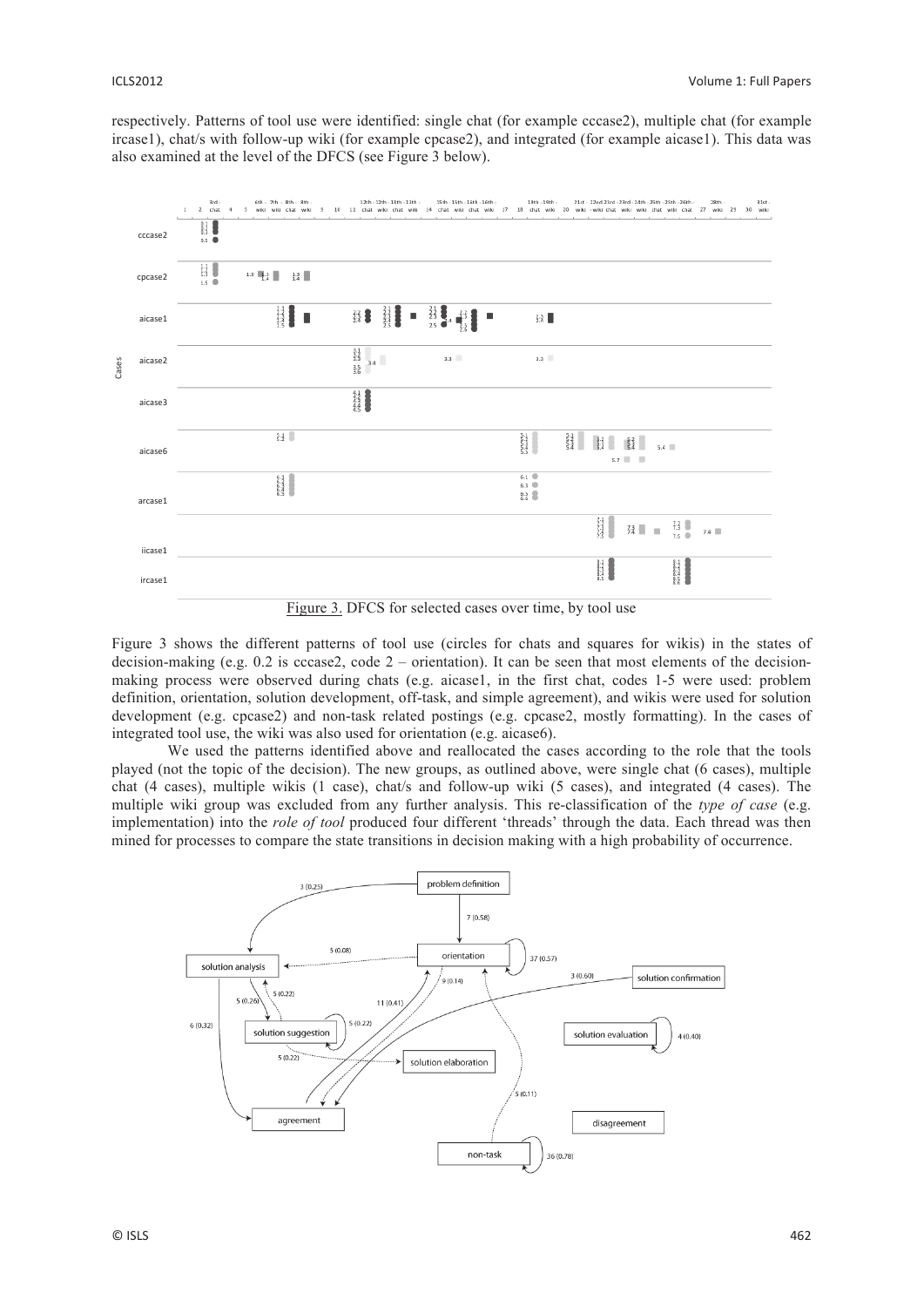respectively. Patterns of tool use were identified: single chat (for example cccase2), multiple chat (for example ircase1), chat/s with follow-up wiki (for example cpcase2), and integrated (for example aicase1). This data was also examined at the level of the DFCS (see Figure 3 below).

Figure 3. DFCS for selected cases over time, by tool use

Figure 3 shows the different patterns of tool use (circles for chats and squares for wikis) in the states of decision-making (e.g. 0.2 is cccase2, code 2 – orientation). It can be seen that most elements of the decision-making process were observed during chats (e.g. aicase1, in the first chat, codes 1-5 were used: problem definition, orientation, solution development, off-task, and simple agreement), and wikis were used for solution development (e.g. cpcase2) and non-task related postings (e.g. cpcase2, mostly formatting). In the cases of integrated tool use, the wiki was also used for orientation (e.g. aicase6).

We used the patterns identified above and reallocated the cases according to the role that the tools played (not the topic of the decision). The new groups, as outlined above, were single chat (6 cases), multiple chat (4 cases), multiple wikis (1 case), chat/s and follow-up wiki (5 cases), and integrated (4 cases). The multiple wiki group was excluded from any further analysis. This re-classification of the *type of case* (e.g. implementation) into the *role of tool* produced four different 'threads' through the data. Each thread was then mined for processes to compare the state transitions in decision making with a high probability of occurrence.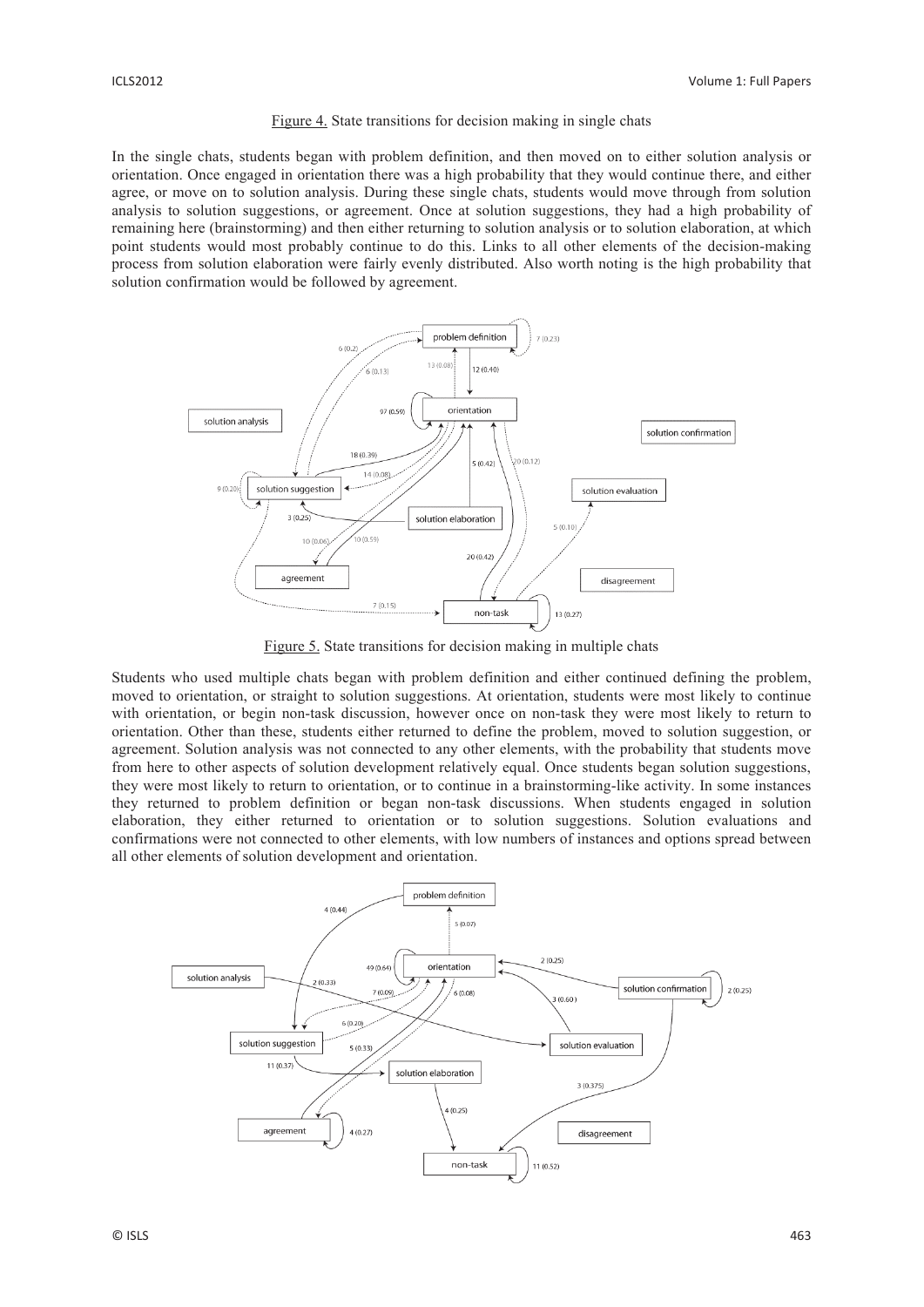Figure 4. State transitions for decision making in single chats

In the single chats, students began with problem definition, and then moved on to either solution analysis or orientation. Once engaged in orientation there was a high probability that they would continue there, and either agree, or move on to solution analysis. During these single chats, students would move through from solution analysis to solution suggestions, or agreement. Once at solution suggestions, they had a high probability of remaining here (brainstorming) and then either returning to solution analysis or to solution elaboration, at which point students would most probably continue to do this. Links to all other elements of the decision-making process from solution elaboration were fairly evenly distributed. Also worth noting is the high probability that solution confirmation would be followed by agreement.

Figure 5. State transitions for decision making in multiple chats

Students who used multiple chats began with problem definition and either continued defining the problem, moved to orientation, or straight to solution suggestions. At orientation, students were most likely to continue with orientation, or begin non-task discussion, however once on non-task they were most likely to return to orientation. Other than these, students either returned to define the problem, moved to solution suggestion, or agreement. Solution analysis was not connected to any other elements, with the probability that students move from here to other aspects of solution development relatively equal. Once students began solution suggestions, they were most likely to return to orientation, or to continue in a brainstorming-like activity. In some instances they returned to problem definition or began non-task discussions. When students engaged in solution elaboration, they either returned to orientation or to solution suggestions. Solution evaluations and confirmations were not connected to other elements, with low numbers of instances and options spread between all other elements of solution development and orientation.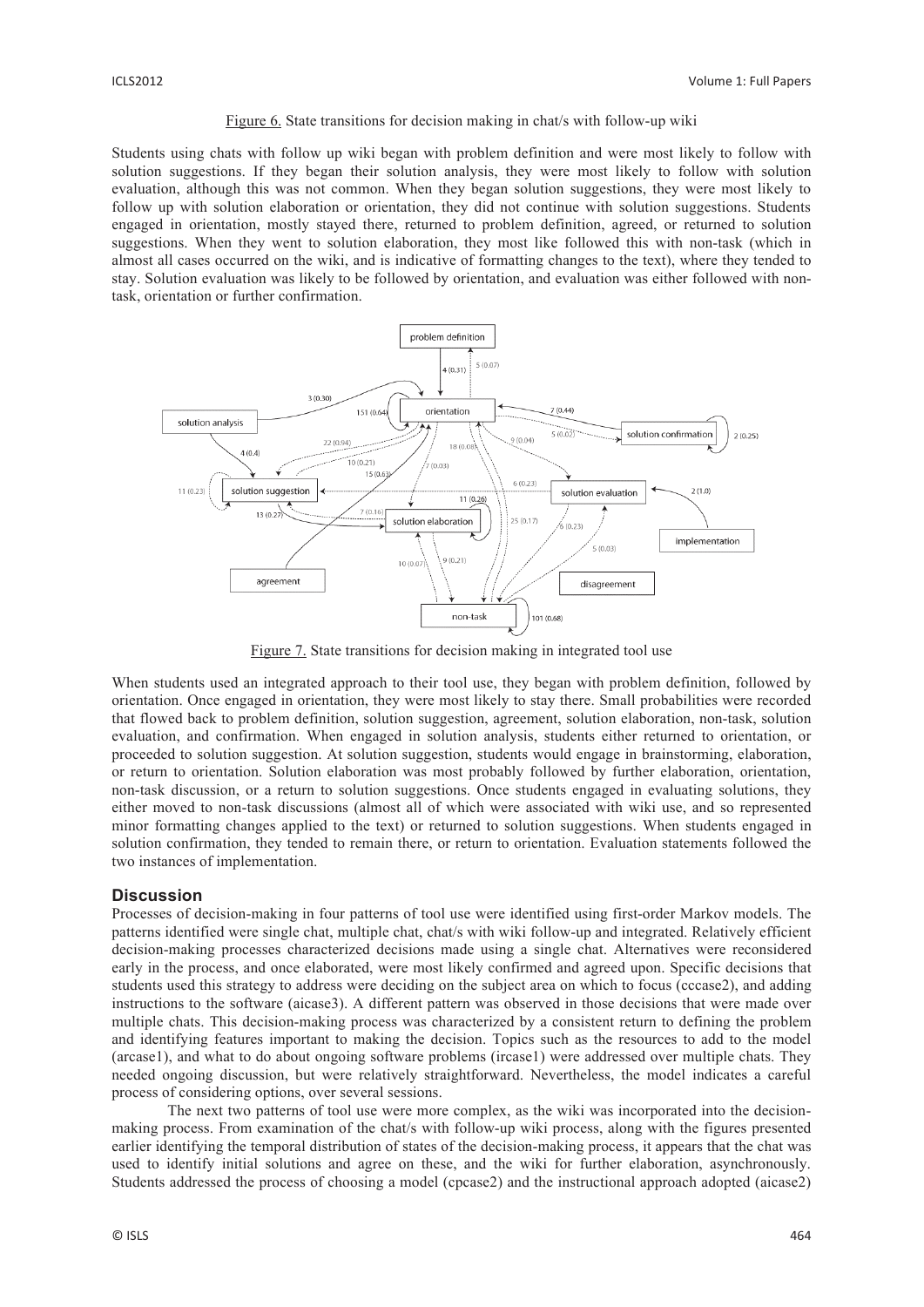Figure 6. State transitions for decision making in chat/s with follow-up wiki

Students using chats with follow up wiki began with problem definition and were most likely to follow with solution suggestions. If they began their solution analysis, they were most likely to follow with solution evaluation, although this was not common. When they began solution suggestions, they were most likely to follow up with solution elaboration or orientation, they did not continue with solution suggestions. Students engaged in orientation, mostly stayed there, returned to problem definition, agreed, or returned to solution suggestions. When they went to solution elaboration, they most like followed this with non-task (which in almost all cases occurred on the wiki, and is indicative of formatting changes to the text), where they tended to stay. Solution evaluation was likely to be followed by orientation, and evaluation was either followed with non-task, orientation or further confirmation.

Figure 7. State transitions for decision making in integrated tool use

When students used an integrated approach to their tool use, they began with problem definition, followed by orientation. Once engaged in orientation, they were most likely to stay there. Small probabilities were recorded that flowed back to problem definition, solution suggestion, agreement, solution elaboration, non-task, solution evaluation, and confirmation. When engaged in solution analysis, students either returned to orientation, or proceeded to solution suggestion. At solution suggestion, students would engage in brainstorming, elaboration, or return to orientation. Solution elaboration was most probably followed by further elaboration, orientation, non-task discussion, or a return to solution suggestions. Once students engaged in evaluating solutions, they either moved to non-task discussions (almost all of which were associated with wiki use, and so represented minor formatting changes applied to the text) or returned to solution suggestions. When students engaged in solution confirmation, they tended to remain there, or return to orientation. Evaluation statements followed the two instances of implementation.

## Discussion

Processes of decision-making in four patterns of tool use were identified using first-order Markov models. The patterns identified were single chat, multiple chat, chat/s with wiki follow-up and integrated. Relatively efficient decision-making processes characterized decisions made using a single chat. Alternatives were reconsidered early in the process, and once elaborated, were most likely confirmed and agreed upon. Specific decisions that students used this strategy to address were deciding on the subject area on which to focus (cccase2), and adding instructions to the software (aicase3). A different pattern was observed in those decisions that were made over multiple chats. This decision-making process was characterized by a consistent return to defining the problem and identifying features important to making the decision. Topics such as the resources to add to the model (arcase1), and what to do about ongoing software problems (ircase1) were addressed over multiple chats. They needed ongoing discussion, but were relatively straightforward. Nevertheless, the model indicates a careful process of considering options, over several sessions.

The next two patterns of tool use were more complex, as the wiki was incorporated into the decision-making process. From examination of the chat/s with follow-up wiki process, along with the figures presented earlier identifying the temporal distribution of states of the decision-making process, it appears that the chat was used to identify initial solutions and agree on these, and the wiki for further elaboration, asynchronously. Students addressed the process of choosing a model (cpcase2) and the instructional approach adopted (aicase2)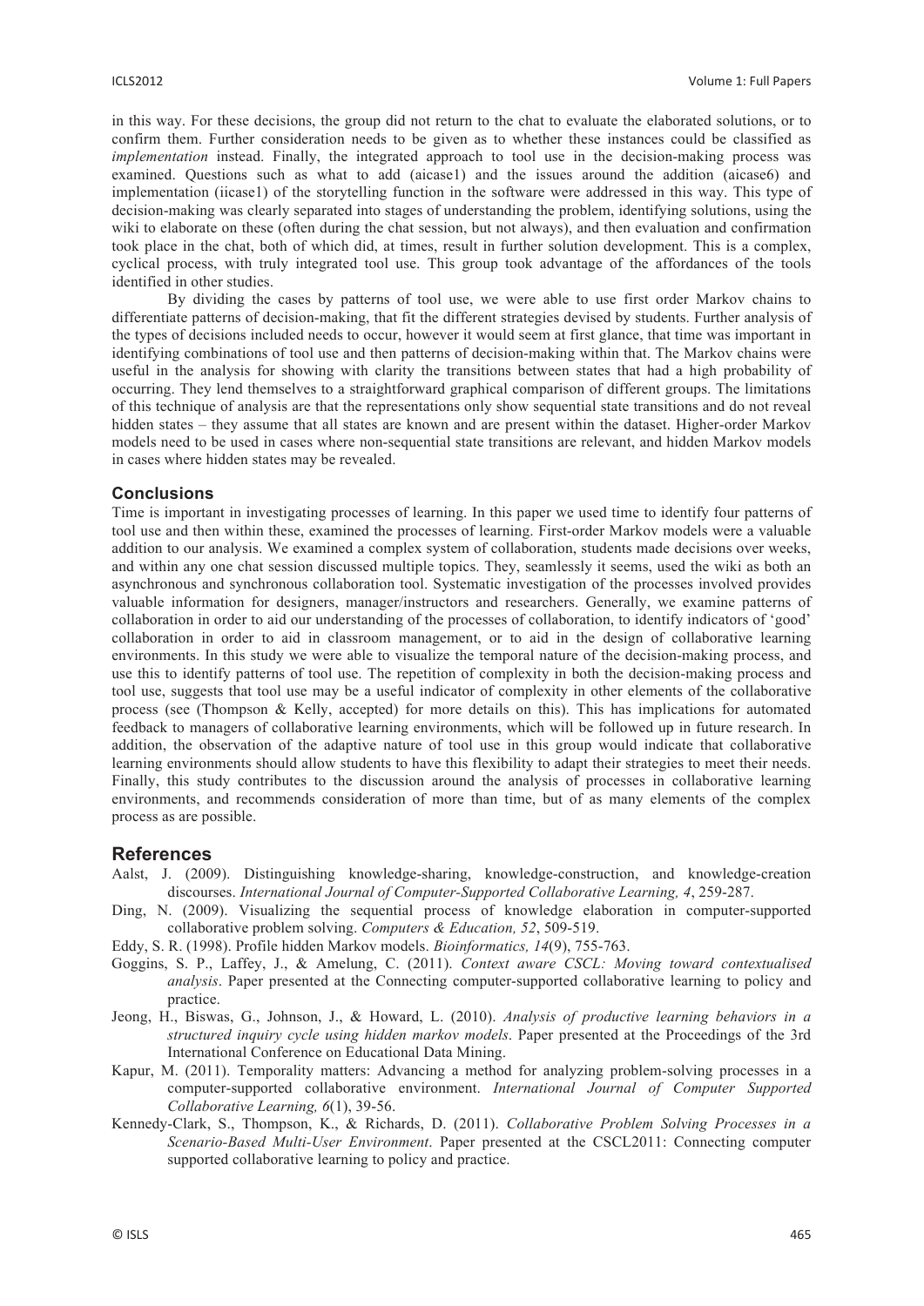in this way. For these decisions, the group did not return to the chat to evaluate the elaborated solutions, or to confirm them. Further consideration needs to be given as to whether these instances could be classified as *implementation* instead. Finally, the integrated approach to tool use in the decision-making process was examined. Questions such as what to add (aicase1) and the issues around the addition (aicase6) and implementation (iicase1) of the storytelling function in the software were addressed in this way. This type of decision-making was clearly separated into stages of understanding the problem, identifying solutions, using the wiki to elaborate on these (often during the chat session, but not always), and then evaluation and confirmation took place in the chat, both of which did, at times, result in further solution development. This is a complex, cyclical process, with truly integrated tool use. This group took advantage of the affordances of the tools identified in other studies.

By dividing the cases by patterns of tool use, we were able to use first order Markov chains to differentiate patterns of decision-making, that fit the different strategies devised by students. Further analysis of the types of decisions included needs to occur, however it would seem at first glance, that time was important in identifying combinations of tool use and then patterns of decision-making within that. The Markov chains were useful in the analysis for showing with clarity the transitions between states that had a high probability of occurring. They lend themselves to a straightforward graphical comparison of different groups. The limitations of this technique of analysis are that the representations only show sequential state transitions and do not reveal hidden states – they assume that all states are known and are present within the dataset. Higher-order Markov models need to be used in cases where non-sequential state transitions are relevant, and hidden Markov models in cases where hidden states may be revealed.

### Conclusions

Time is important in investigating processes of learning. In this paper we used time to identify four patterns of tool use and then within these, examined the processes of learning. First-order Markov models were a valuable addition to our analysis. We examined a complex system of collaboration, students made decisions over weeks, and within any one chat session discussed multiple topics. They, seamlessly it seems, used the wiki as both an asynchronous and synchronous collaboration tool. Systematic investigation of the processes involved provides valuable information for designers, manager/instructors and researchers. Generally, we examine patterns of collaboration in order to aid our understanding of the processes of collaboration, to identify indicators of 'good' collaboration in order to aid in classroom management, or to aid in the design of collaborative learning environments. In this study we were able to visualize the temporal nature of the decision-making process, and use this to identify patterns of tool use. The repetition of complexity in both the decision-making process and tool use, suggests that tool use may be a useful indicator of complexity in other elements of the collaborative process (see (Thompson & Kelly, accepted) for more details on this). This has implications for automated feedback to managers of collaborative learning environments, which will be followed up in future research. In addition, the observation of the adaptive nature of tool use in this group would indicate that collaborative learning environments should allow students to have this flexibility to adapt their strategies to meet their needs. Finally, this study contributes to the discussion around the analysis of processes in collaborative learning environments, and recommends consideration of more than time, but of as many elements of the complex process as are possible.

## References

Aalst, J. (2009). Distinguishing knowledge-sharing, knowledge-construction, and knowledge-creation discourses. *International Journal of Computer-Supported Collaborative Learning, 4*, 259-287.

Ding, N. (2009). Visualizing the sequential process of knowledge elaboration in computer-supported collaborative problem solving. *Computers & Education, 52*, 509-519.

Eddy, S. R. (1998). Profile hidden Markov models. *Bioinformatics, 14*(9), 755-763.

Goggins, S. P., Laffey, J., & Amelung, C. (2011). *Context aware CSCL: Moving toward contextualised analysis*. Paper presented at the Connecting computer-supported collaborative learning to policy and practice.

Jeong, H., Biswas, G., Johnson, J., & Howard, L. (2010). *Analysis of productive learning behaviors in a structured inquiry cycle using hidden markov models*. Paper presented at the Proceedings of the 3rd International Conference on Educational Data Mining.

Kapur, M. (2011). Temporality matters: Advancing a method for analyzing problem-solving processes in a computer-supported collaborative environment. *International Journal of Computer Supported Collaborative Learning, 6*(1), 39-56.

Kennedy-Clark, S., Thompson, K., & Richards, D. (2011). *Collaborative Problem Solving Processes in a Scenario-Based Multi-User Environment*. Paper presented at the CSCL2011: Connecting computer supported collaborative learning to policy and practice.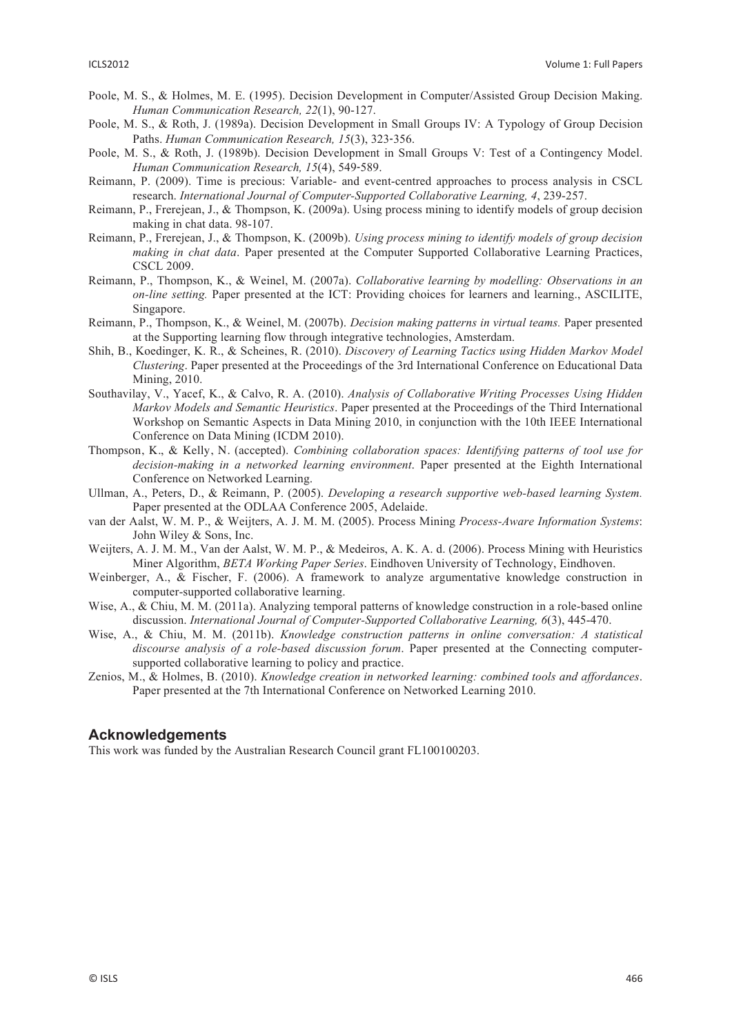Poole, M. S., & Holmes, M. E. (1995). Decision Development in Computer/Assisted Group Decision Making. *Human Communication Research, 22*(1), 90-127.

Poole, M. S., & Roth, J. (1989a). Decision Development in Small Groups IV: A Typology of Group Decision Paths. *Human Communication Research, 15*(3), 323-356.

Poole, M. S., & Roth, J. (1989b). Decision Development in Small Groups V: Test of a Contingency Model. *Human Communication Research, 15*(4), 549-589.

Reimann, P. (2009). Time is precious: Variable- and event-centred approaches to process analysis in CSCL research. *International Journal of Computer-Supported Collaborative Learning, 4*, 239-257.

Reimann, P., Frerejean, J., & Thompson, K. (2009a). Using process mining to identify models of group decision making in chat data. 98-107.

Reimann, P., Frerejean, J., & Thompson, K. (2009b). *Using process mining to identify models of group decision making in chat data*. Paper presented at the Computer Supported Collaborative Learning Practices, CSCL 2009.

Reimann, P., Thompson, K., & Weinel, M. (2007a). *Collaborative learning by modelling: Observations in an on-line setting.* Paper presented at the ICT: Providing choices for learners and learning., ASCILITE, Singapore.

Reimann, P., Thompson, K., & Weinel, M. (2007b). *Decision making patterns in virtual teams.* Paper presented at the Supporting learning flow through integrative technologies, Amsterdam.

Shih, B., Koedinger, K. R., & Scheines, R. (2010). *Discovery of Learning Tactics using Hidden Markov Model Clustering*. Paper presented at the Proceedings of the 3rd International Conference on Educational Data Mining, 2010.

Southavilay, V., Yacef, K., & Calvo, R. A. (2010). *Analysis of Collaborative Writing Processes Using Hidden Markov Models and Semantic Heuristics*. Paper presented at the Proceedings of the Third International Workshop on Semantic Aspects in Data Mining 2010, in conjunction with the 10th IEEE International Conference on Data Mining (ICDM 2010).

Thompson, K., & Kelly, N. (accepted). *Combining collaboration spaces: Identifying patterns of tool use for decision-making in a networked learning environment*. Paper presented at the Eighth International Conference on Networked Learning.

Ullman, A., Peters, D., & Reimann, P. (2005). *Developing a research supportive web-based learning System.* Paper presented at the ODLAA Conference 2005, Adelaide.

van der Aalst, W. M. P., & Weijters, A. J. M. M. (2005). Process Mining *Process-Aware Information Systems*: John Wiley & Sons, Inc.

Weijters, A. J. M. M., Van der Aalst, W. M. P., & Medeiros, A. K. A. d. (2006). Process Mining with Heuristics Miner Algorithm, *BETA Working Paper Series*. Eindhoven University of Technology, Eindhoven.

Weinberger, A., & Fischer, F. (2006). A framework to analyze argumentative knowledge construction in computer-supported collaborative learning.

Wise, A., & Chiu, M. M. (2011a). Analyzing temporal patterns of knowledge construction in a role-based online discussion. *International Journal of Computer-Supported Collaborative Learning, 6*(3), 445-470.

Wise, A., & Chiu, M. M. (2011b). *Knowledge construction patterns in online conversation: A statistical discourse analysis of a role-based discussion forum*. Paper presented at the Connecting computer-supported collaborative learning to policy and practice.

Zenios, M., & Holmes, B. (2010). *Knowledge creation in networked learning: combined tools and affordances*. Paper presented at the 7th International Conference on Networked Learning 2010.

## Acknowledgements

This work was funded by the Australian Research Council grant FL100100203.